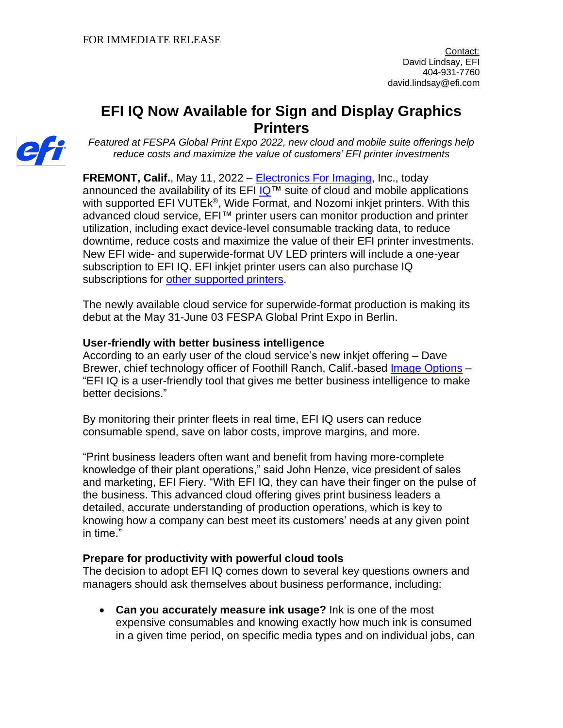FOR IMMEDIATE RELEASE

Contact:
David Lindsay, EFI
404-931-7760
david.lindsay@efi.com

# EFI IQ Now Available for Sign and Display Graphics Printers

*Featured at FESPA Global Print Expo 2022, new cloud and mobile suite offerings help reduce costs and maximize the value of customers' EFI printer investments*

**FREMONT, Calif.**, May 11, 2022 – Electronics For Imaging, Inc., today announced the availability of its EFI IQ™ suite of cloud and mobile applications with supported EFI VUTEk®, Wide Format, and Nozomi inkjet printers. With this advanced cloud service, EFI™ printer users can monitor production and printer utilization, including exact device-level consumable tracking data, to reduce downtime, reduce costs and maximize the value of their EFI printer investments. New EFI wide- and superwide-format UV LED printers will include a one-year subscription to EFI IQ. EFI inkjet printer users can also purchase IQ subscriptions for other supported printers.

The newly available cloud service for superwide-format production is making its debut at the May 31-June 03 FESPA Global Print Expo in Berlin.

**User-friendly with better business intelligence**

According to an early user of the cloud service's new inkjet offering – Dave Brewer, chief technology officer of Foothill Ranch, Calif.-based Image Options – "EFI IQ is a user-friendly tool that gives me better business intelligence to make better decisions."

By monitoring their printer fleets in real time, EFI IQ users can reduce consumable spend, save on labor costs, improve margins, and more.

"Print business leaders often want and benefit from having more-complete knowledge of their plant operations," said John Henze, vice president of sales and marketing, EFI Fiery. "With EFI IQ, they can have their finger on the pulse of the business. This advanced cloud offering gives print business leaders a detailed, accurate understanding of production operations, which is key to knowing how a company can best meet its customers' needs at any given point in time."

**Prepare for productivity with powerful cloud tools**

The decision to adopt EFI IQ comes down to several key questions owners and managers should ask themselves about business performance, including:

- **Can you accurately measure ink usage?** Ink is one of the most expensive consumables and knowing exactly how much ink is consumed in a given time period, on specific media types and on individual jobs, can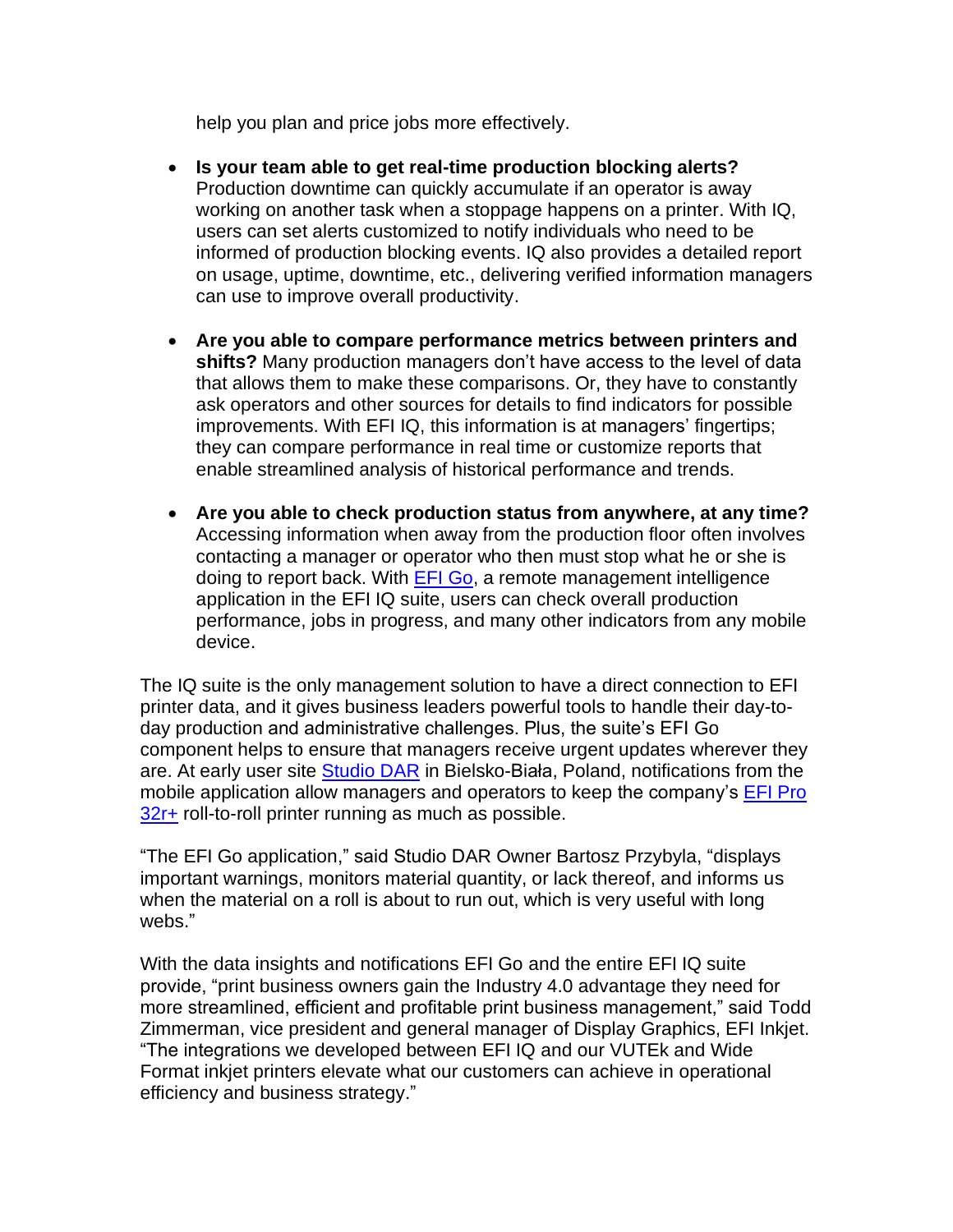help you plan and price jobs more effectively.

- **Is your team able to get real-time production blocking alerts?** Production downtime can quickly accumulate if an operator is away working on another task when a stoppage happens on a printer. With IQ, users can set alerts customized to notify individuals who need to be informed of production blocking events. IQ also provides a detailed report on usage, uptime, downtime, etc., delivering verified information managers can use to improve overall productivity.

- **Are you able to compare performance metrics between printers and shifts?** Many production managers don't have access to the level of data that allows them to make these comparisons. Or, they have to constantly ask operators and other sources for details to find indicators for possible improvements. With EFI IQ, this information is at managers' fingertips; they can compare performance in real time or customize reports that enable streamlined analysis of historical performance and trends.

- **Are you able to check production status from anywhere, at any time?** Accessing information when away from the production floor often involves contacting a manager or operator who then must stop what he or she is doing to report back. With EFI Go, a remote management intelligence application in the EFI IQ suite, users can check overall production performance, jobs in progress, and many other indicators from any mobile device.

The IQ suite is the only management solution to have a direct connection to EFI printer data, and it gives business leaders powerful tools to handle their day-to-day production and administrative challenges. Plus, the suite's EFI Go component helps to ensure that managers receive urgent updates wherever they are. At early user site Studio DAR in Bielsko-Biała, Poland, notifications from the mobile application allow managers and operators to keep the company's EFI Pro 32r+ roll-to-roll printer running as much as possible.

"The EFI Go application," said Studio DAR Owner Bartosz Przybyla, "displays important warnings, monitors material quantity, or lack thereof, and informs us when the material on a roll is about to run out, which is very useful with long webs."

With the data insights and notifications EFI Go and the entire EFI IQ suite provide, "print business owners gain the Industry 4.0 advantage they need for more streamlined, efficient and profitable print business management," said Todd Zimmerman, vice president and general manager of Display Graphics, EFI Inkjet. "The integrations we developed between EFI IQ and our VUTEk and Wide Format inkjet printers elevate what our customers can achieve in operational efficiency and business strategy."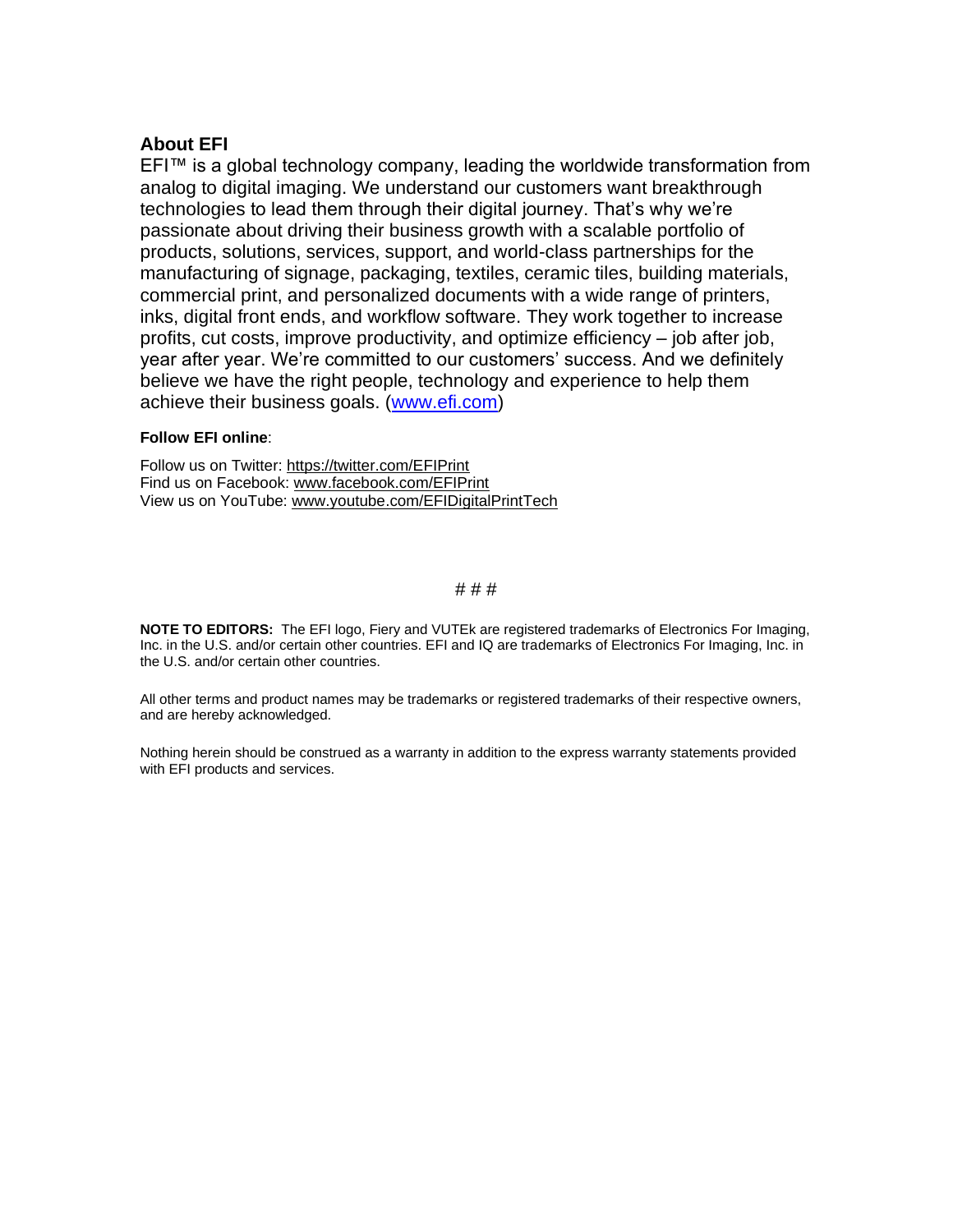## About EFI

EFI™ is a global technology company, leading the worldwide transformation from analog to digital imaging. We understand our customers want breakthrough technologies to lead them through their digital journey. That's why we're passionate about driving their business growth with a scalable portfolio of products, solutions, services, support, and world-class partnerships for the manufacturing of signage, packaging, textiles, ceramic tiles, building materials, commercial print, and personalized documents with a wide range of printers, inks, digital front ends, and workflow software. They work together to increase profits, cut costs, improve productivity, and optimize efficiency – job after job, year after year. We're committed to our customers' success. And we definitely believe we have the right people, technology and experience to help them achieve their business goals. (www.efi.com)

**Follow EFI online**:

Follow us on Twitter: https://twitter.com/EFIPrint
Find us on Facebook: www.facebook.com/EFIPrint
View us on YouTube: www.youtube.com/EFIDigitalPrintTech

# # #

**NOTE TO EDITORS:** The EFI logo, Fiery and VUTEk are registered trademarks of Electronics For Imaging, Inc. in the U.S. and/or certain other countries. EFI and IQ are trademarks of Electronics For Imaging, Inc. in the U.S. and/or certain other countries.

All other terms and product names may be trademarks or registered trademarks of their respective owners, and are hereby acknowledged.

Nothing herein should be construed as a warranty in addition to the express warranty statements provided with EFI products and services.